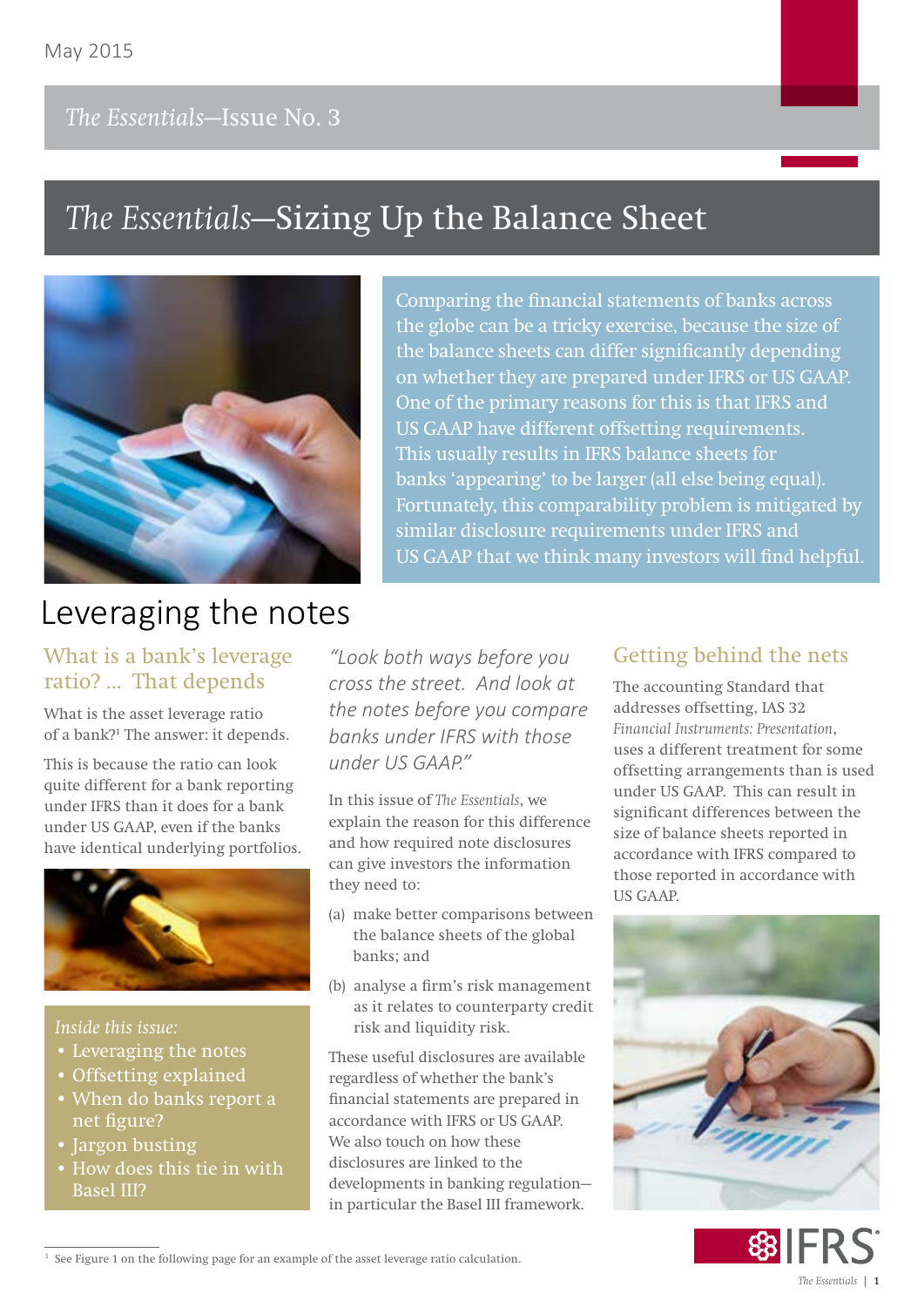May 2015

*The Essentials*—Issue No. 3

# *The Essentials*—Sizing Up the Balance Sheet

Comparing the financial statements of banks across the globe can be a tricky exercise, because the size of the balance sheets can differ significantly depending on whether they are prepared under IFRS or US GAAP. One of the primary reasons for this is that IFRS and US GAAP have different offsetting requirements. This usually results in IFRS balance sheets for banks 'appearing' to be larger (all else being equal). Fortunately, this comparability problem is mitigated by similar disclosure requirements under IFRS and US GAAP that we think many investors will find helpful.

## Leveraging the notes

### What is a bank's leverage ratio? ... That depends

What is the asset leverage ratio of a bank?[1] The answer: it depends.

This is because the ratio can look quite different for a bank reporting under IFRS than it does for a bank under US GAAP, even if the banks have identical underlying portfolios.

*Inside this issue:*

- Leveraging the notes
- Offsetting explained
- When do banks report a net figure?
- Jargon busting
- How does this tie in with Basel III?

*"Look both ways before you cross the street. And look at the notes before you compare banks under IFRS with those under US GAAP."*

In this issue of *The Essentials*, we explain the reason for this difference and how required note disclosures can give investors the information they need to:

(a) make better comparisons between the balance sheets of the global banks; and

(b) analyse a firm's risk management as it relates to counterparty credit risk and liquidity risk.

These useful disclosures are available regardless of whether the bank's financial statements are prepared in accordance with IFRS or US GAAP. We also touch on how these disclosures are linked to the developments in banking regulation—in particular the Basel III framework.

### Getting behind the nets

The accounting Standard that addresses offsetting, IAS 32 *Financial Instruments: Presentation*, uses a different treatment for some offsetting arrangements than is used under US GAAP. This can result in significant differences between the size of balance sheets reported in accordance with IFRS compared to those reported in accordance with US GAAP.

[1] See Figure 1 on the following page for an example of the asset leverage ratio calculation.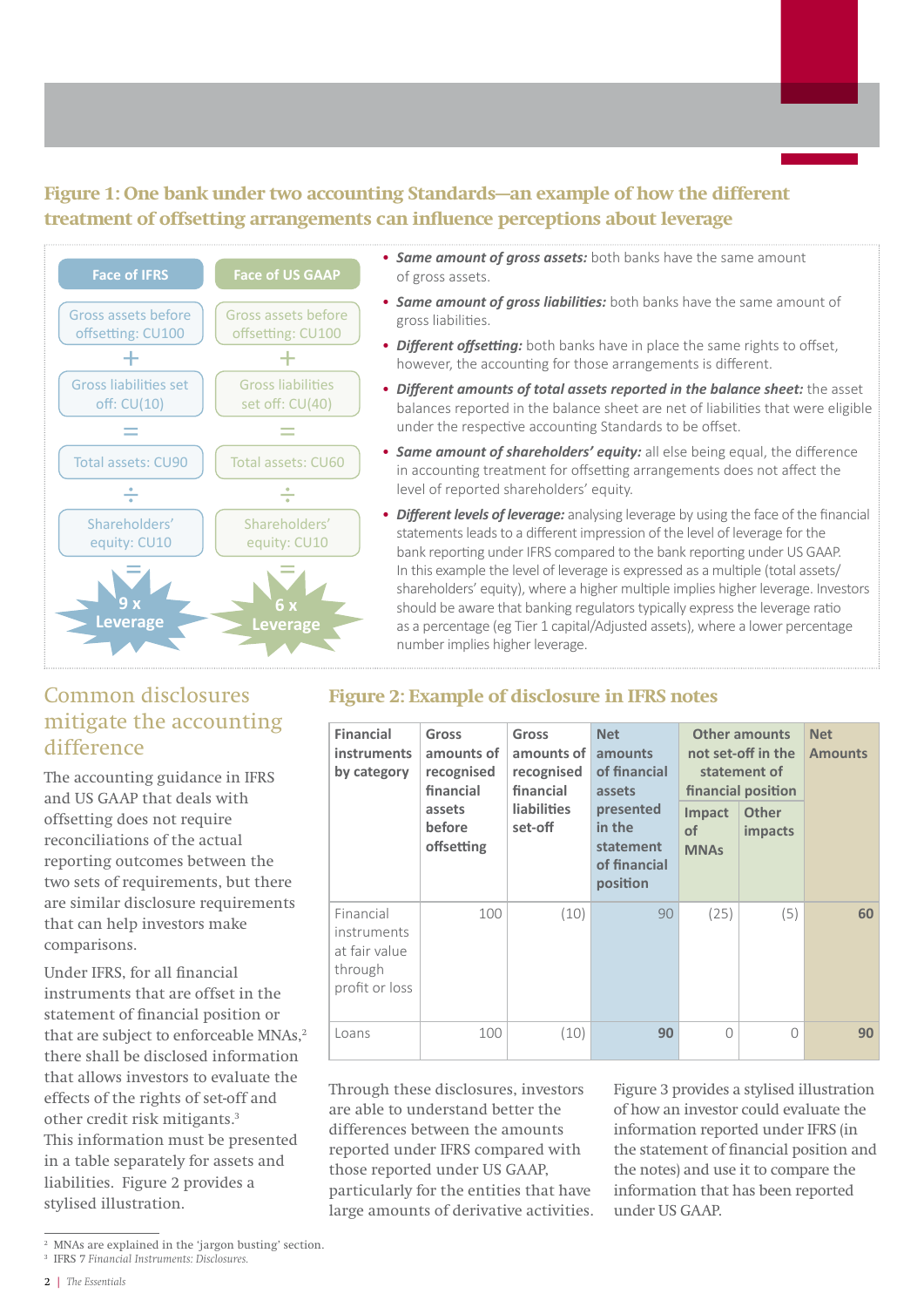## Figure 1: One bank under two accounting Standards—an example of how the different treatment of offsetting arrangements can influence perceptions about leverage

| Face of IFRS | Face of US GAAP |
|---|---|
| Gross assets before offsetting: CU100 | Gross assets before offsetting: CU100 |
| + | + |
| Gross liabilities set off: CU(10) | Gross liabilities set off: CU(40) |
| = | = |
| Total assets: CU90 | Total assets: CU60 |
| ÷ | ÷ |
| Shareholders' equity: CU10 | Shareholders' equity: CU10 |
| = | = |
| 9 x Leverage | 6 x Leverage |

- ***Same amount of gross assets:*** both banks have the same amount of gross assets.
- ***Same amount of gross liabilities:*** both banks have the same amount of gross liabilities.
- ***Different offsetting:*** both banks have in place the same rights to offset, however, the accounting for those arrangements is different.
- ***Different amounts of total assets reported in the balance sheet:*** the asset balances reported in the balance sheet are net of liabilities that were eligible under the respective accounting Standards to be offset.
- ***Same amount of shareholders' equity:*** all else being equal, the difference in accounting treatment for offsetting arrangements does not affect the level of reported shareholders' equity.
- ***Different levels of leverage:*** analysing leverage by using the face of the financial statements leads to a different impression of the level of leverage for the bank reporting under IFRS compared to the bank reporting under US GAAP. In this example the level of leverage is expressed as a multiple (total assets/shareholders' equity), where a higher multiple implies higher leverage. Investors should be aware that banking regulators typically express the leverage ratio as a percentage (eg Tier 1 capital/Adjusted assets), where a lower percentage number implies higher leverage.

## Common disclosures mitigate the accounting difference

The accounting guidance in IFRS and US GAAP that deals with offsetting does not require reconciliations of the actual reporting outcomes between the two sets of requirements, but there are similar disclosure requirements that can help investors make comparisons.

Under IFRS, for all financial instruments that are offset in the statement of financial position or that are subject to enforceable MNAs,[2] there shall be disclosed information that allows investors to evaluate the effects of the rights of set-off and other credit risk mitigants.[3] This information must be presented in a table separately for assets and liabilities. Figure 2 provides a stylised illustration.

## Figure 2: Example of disclosure in IFRS notes

| Financial instruments by category | Gross amounts of recognised financial assets before offsetting | Gross amounts of recognised financial liabilities set-off | Net amounts of financial assets presented in the statement of financial position | Other amounts not set-off in the statement of financial position | | Net Amounts |
|---|---|---|---|---|---|---|
| | | | | Impact of MNAs | Other impacts | |
| Financial instruments at fair value through profit or loss | 100 | (10) | 90 | (25) | (5) | **60** |
| Loans | 100 | (10) | **90** | 0 | 0 | **90** |

Through these disclosures, investors are able to understand better the differences between the amounts reported under IFRS compared with those reported under US GAAP, particularly for the entities that have large amounts of derivative activities.

Figure 3 provides a stylised illustration of how an investor could evaluate the information reported under IFRS (in the statement of financial position and the notes) and use it to compare the information that has been reported under US GAAP.

[2] MNAs are explained in the 'jargon busting' section.

[3] IFRS 7 *Financial Instruments: Disclosures.*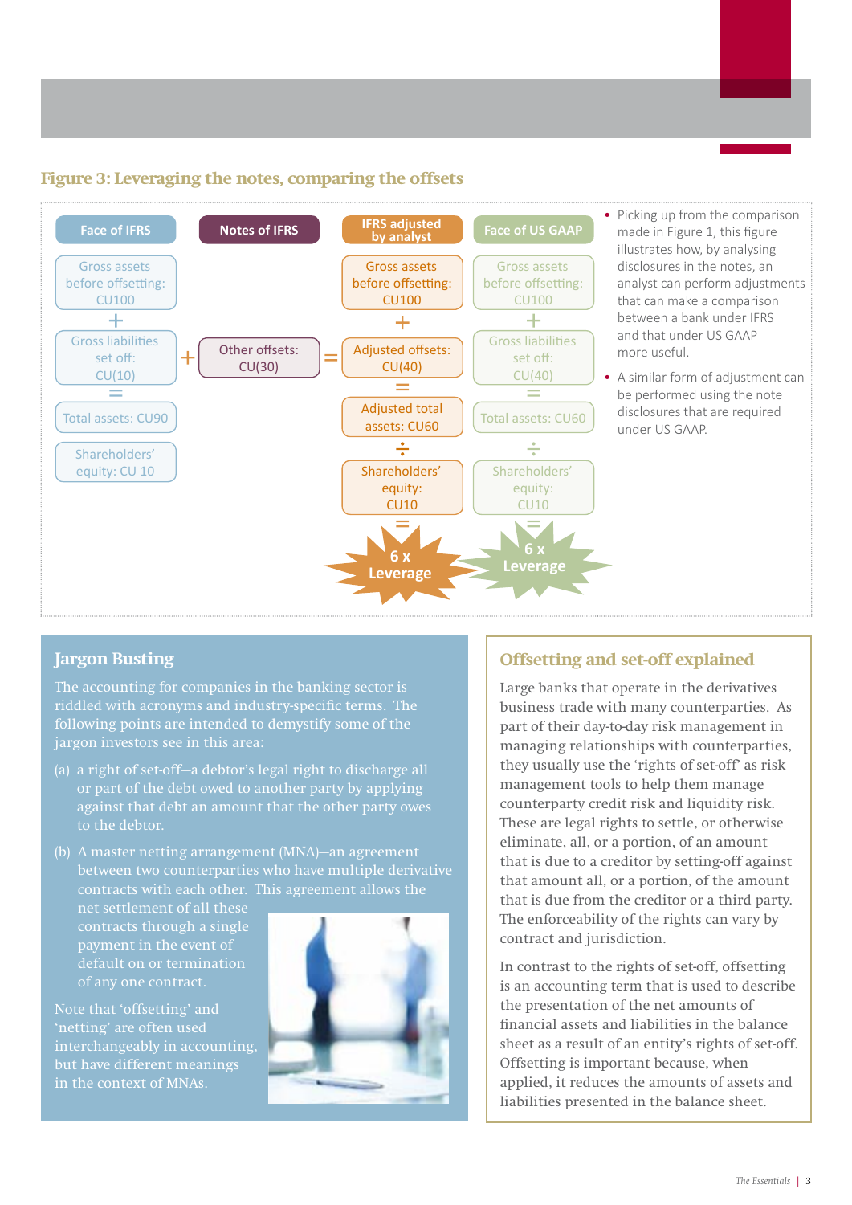## Figure 3: Leveraging the notes, comparing the offsets

| Face of IFRS | Notes of IFRS | IFRS adjusted by analyst | Face of US GAAP |
|---|---|---|---|
| Gross assets before offsetting: CU100 | | Gross assets before offsetting: CU100 | Gross assets before offsetting: CU100 |
| + | | + | + |
| Gross liabilities set off: CU(10) + | Other offsets: CU(30) = | Adjusted offsets: CU(40) | Gross liabilities set off: CU(40) |
| = | | = | = |
| Total assets: CU90 | | Adjusted total assets: CU60 | Total assets: CU60 |
| | | ÷ | ÷ |
| Shareholders' equity: CU 10 | | Shareholders' equity: CU10 | Shareholders' equity: CU10 |
| | | = | = |
| | | 6 x Leverage | 6 x Leverage |

- Picking up from the comparison made in Figure 1, this figure illustrates how, by analysing disclosures in the notes, an analyst can perform adjustments that can make a comparison between a bank under IFRS and that under US GAAP more useful.
- A similar form of adjustment can be performed using the note disclosures that are required under US GAAP.

## Jargon Busting

The accounting for companies in the banking sector is riddled with acronyms and industry-specific terms. The following points are intended to demystify some of the jargon investors see in this area:

(a) a right of set-off—a debtor's legal right to discharge all or part of the debt owed to another party by applying against that debt an amount that the other party owes to the debtor.

(b) A master netting arrangement (MNA)—an agreement between two counterparties who have multiple derivative contracts with each other. This agreement allows the net settlement of all these contracts through a single payment in the event of default on or termination of any one contract.

Note that 'offsetting' and 'netting' are often used interchangeably in accounting, but have different meanings in the context of MNAs.

## Offsetting and set-off explained

Large banks that operate in the derivatives business trade with many counterparties. As part of their day-to-day risk management in managing relationships with counterparties, they usually use the 'rights of set-off' as risk management tools to help them manage counterparty credit risk and liquidity risk. These are legal rights to settle, or otherwise eliminate, all, or a portion, of an amount that is due to a creditor by setting-off against that amount all, or a portion, of the amount that is due from the creditor or a third party. The enforceability of the rights can vary by contract and jurisdiction.

In contrast to the rights of set-off, offsetting is an accounting term that is used to describe the presentation of the net amounts of financial assets and liabilities in the balance sheet as a result of an entity's rights of set-off. Offsetting is important because, when applied, it reduces the amounts of assets and liabilities presented in the balance sheet.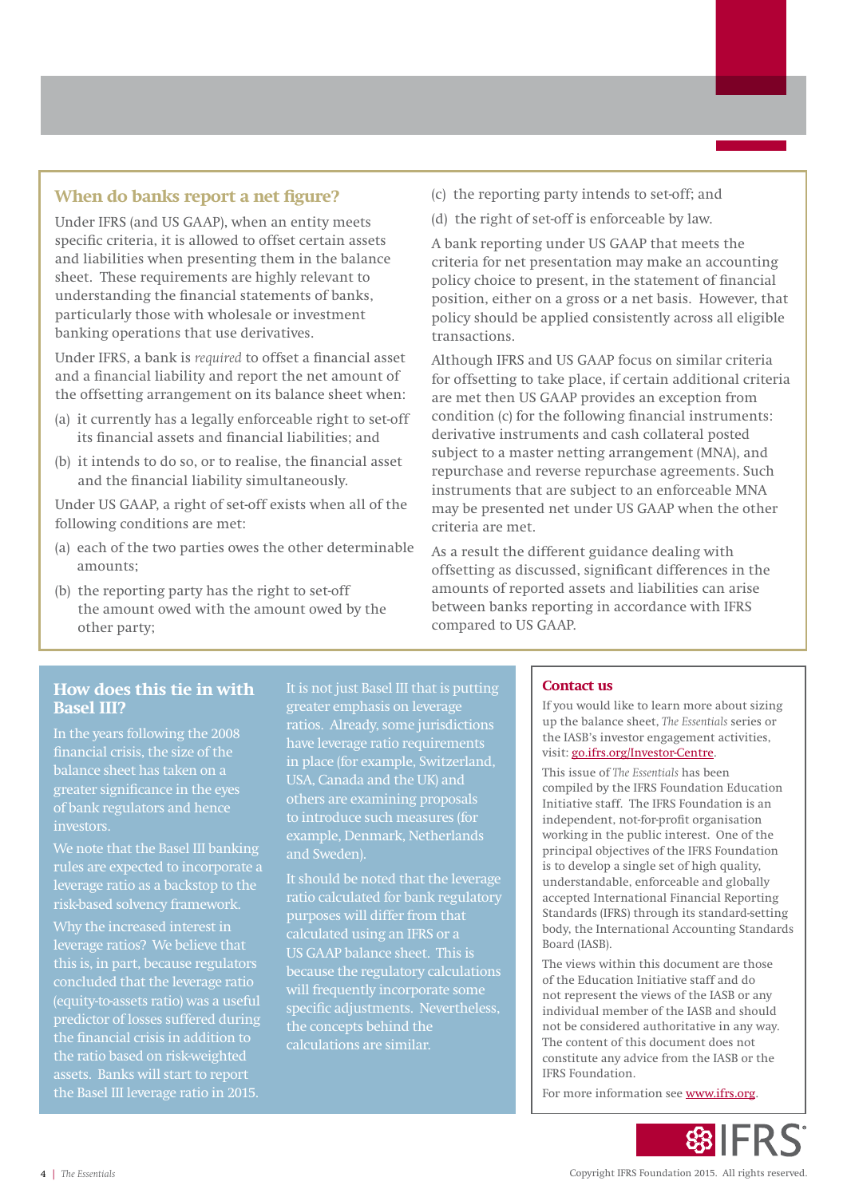## When do banks report a net figure?

Under IFRS (and US GAAP), when an entity meets specific criteria, it is allowed to offset certain assets and liabilities when presenting them in the balance sheet. These requirements are highly relevant to understanding the financial statements of banks, particularly those with wholesale or investment banking operations that use derivatives.

Under IFRS, a bank is *required* to offset a financial asset and a financial liability and report the net amount of the offsetting arrangement on its balance sheet when:

(a) it currently has a legally enforceable right to set-off its financial assets and financial liabilities; and

(b) it intends to do so, or to realise, the financial asset and the financial liability simultaneously.

Under US GAAP, a right of set-off exists when all of the following conditions are met:

(a) each of the two parties owes the other determinable amounts;

(b) the reporting party has the right to set-off the amount owed with the amount owed by the other party;

(c) the reporting party intends to set-off; and

(d) the right of set-off is enforceable by law.

A bank reporting under US GAAP that meets the criteria for net presentation may make an accounting policy choice to present, in the statement of financial position, either on a gross or a net basis. However, that policy should be applied consistently across all eligible transactions.

Although IFRS and US GAAP focus on similar criteria for offsetting to take place, if certain additional criteria are met then US GAAP provides an exception from condition (c) for the following financial instruments: derivative instruments and cash collateral posted subject to a master netting arrangement (MNA), and repurchase and reverse repurchase agreements. Such instruments that are subject to an enforceable MNA may be presented net under US GAAP when the other criteria are met.

As a result the different guidance dealing with offsetting as discussed, significant differences in the amounts of reported assets and liabilities can arise between banks reporting in accordance with IFRS compared to US GAAP.

## How does this tie in with Basel III?

In the years following the 2008 financial crisis, the size of the balance sheet has taken on a greater significance in the eyes of bank regulators and hence investors.

We note that the Basel III banking rules are expected to incorporate a leverage ratio as a backstop to the risk-based solvency framework.

Why the increased interest in leverage ratios? We believe that this is, in part, because regulators concluded that the leverage ratio (equity-to-assets ratio) was a useful predictor of losses suffered during the financial crisis in addition to the ratio based on risk-weighted assets. Banks will start to report the Basel III leverage ratio in 2015.

It is not just Basel III that is putting greater emphasis on leverage ratios. Already, some jurisdictions have leverage ratio requirements in place (for example, Switzerland, USA, Canada and the UK) and others are examining proposals to introduce such measures (for example, Denmark, Netherlands and Sweden).

It should be noted that the leverage ratio calculated for bank regulatory purposes will differ from that calculated using an IFRS or a US GAAP balance sheet. This is because the regulatory calculations will frequently incorporate some specific adjustments. Nevertheless, the concepts behind the calculations are similar.

## Contact us

If you would like to learn more about sizing up the balance sheet, *The Essentials* series or the IASB's investor engagement activities, visit: go.ifrs.org/Investor-Centre.

This issue of *The Essentials* has been compiled by the IFRS Foundation Education Initiative staff. The IFRS Foundation is an independent, not-for-profit organisation working in the public interest. One of the principal objectives of the IFRS Foundation is to develop a single set of high quality, understandable, enforceable and globally accepted International Financial Reporting Standards (IFRS) through its standard-setting body, the International Accounting Standards Board (IASB).

The views within this document are those of the Education Initiative staff and do not represent the views of the IASB or any individual member of the IASB and should not be considered authoritative in any way. The content of this document does not constitute any advice from the IASB or the IFRS Foundation.

For more information see www.ifrs.org.

IFRS

Copyright IFRS Foundation 2015. All rights reserved.